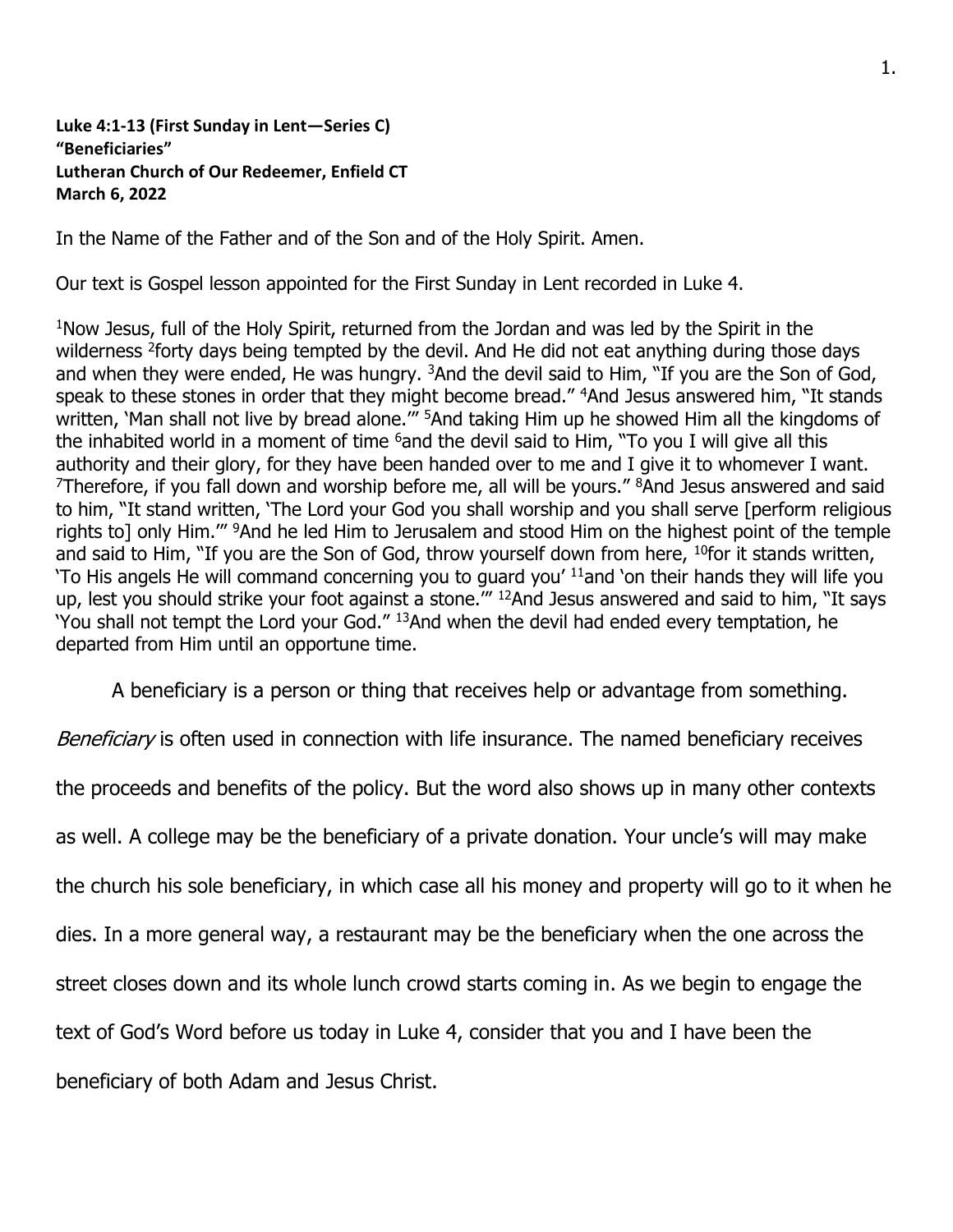**Luke 4:1-13 (First Sunday in Lent—Series C)**
**"Beneficiaries"**
**Lutheran Church of Our Redeemer, Enfield CT**
**March 6, 2022**

In the Name of the Father and of the Son and of the Holy Spirit. Amen.

Our text is Gospel lesson appointed for the First Sunday in Lent recorded in Luke 4.

[1]Now Jesus, full of the Holy Spirit, returned from the Jordan and was led by the Spirit in the wilderness [2]forty days being tempted by the devil. And He did not eat anything during those days and when they were ended, He was hungry. [3]And the devil said to Him, "If you are the Son of God, speak to these stones in order that they might become bread." [4]And Jesus answered him, "It stands written, 'Man shall not live by bread alone.'" [5]And taking Him up he showed Him all the kingdoms of the inhabited world in a moment of time [6]and the devil said to Him, "To you I will give all this authority and their glory, for they have been handed over to me and I give it to whomever I want. [7]Therefore, if you fall down and worship before me, all will be yours." [8]And Jesus answered and said to him, "It stand written, 'The Lord your God you shall worship and you shall serve [perform religious rights to] only Him.'" [9]And he led Him to Jerusalem and stood Him on the highest point of the temple and said to Him, "If you are the Son of God, throw yourself down from here, [10]for it stands written, 'To His angels He will command concerning you to guard you' [11]and 'on their hands they will life you up, lest you should strike your foot against a stone.'" [12]And Jesus answered and said to him, "It says 'You shall not tempt the Lord your God." [13]And when the devil had ended every temptation, he departed from Him until an opportune time.

A beneficiary is a person or thing that receives help or advantage from something. *Beneficiary* is often used in connection with life insurance. The named beneficiary receives the proceeds and benefits of the policy. But the word also shows up in many other contexts as well. A college may be the beneficiary of a private donation. Your uncle's will may make the church his sole beneficiary, in which case all his money and property will go to it when he dies. In a more general way, a restaurant may be the beneficiary when the one across the street closes down and its whole lunch crowd starts coming in. As we begin to engage the text of God's Word before us today in Luke 4, consider that you and I have been the beneficiary of both Adam and Jesus Christ.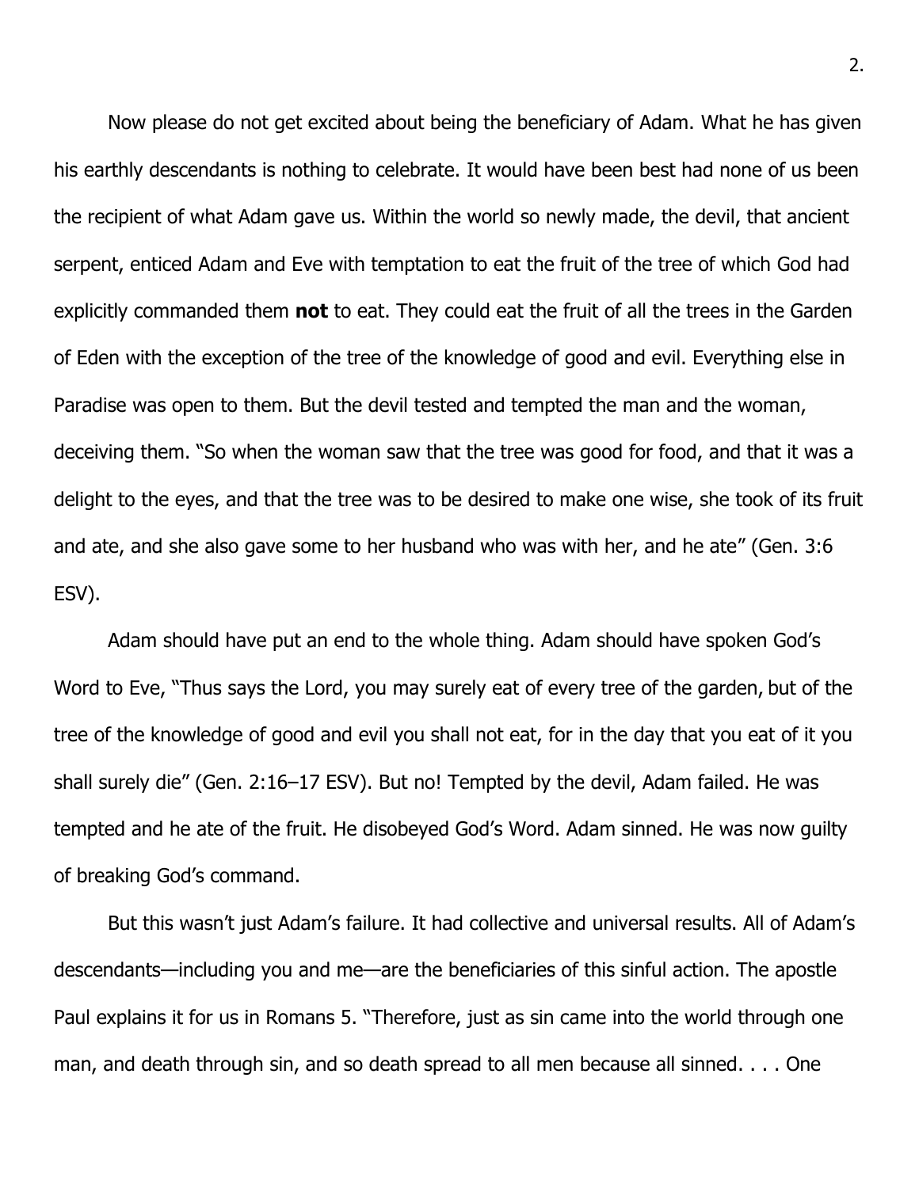Now please do not get excited about being the beneficiary of Adam. What he has given his earthly descendants is nothing to celebrate. It would have been best had none of us been the recipient of what Adam gave us. Within the world so newly made, the devil, that ancient serpent, enticed Adam and Eve with temptation to eat the fruit of the tree of which God had explicitly commanded them **not** to eat. They could eat the fruit of all the trees in the Garden of Eden with the exception of the tree of the knowledge of good and evil. Everything else in Paradise was open to them. But the devil tested and tempted the man and the woman, deceiving them. "So when the woman saw that the tree was good for food, and that it was a delight to the eyes, and that the tree was to be desired to make one wise, she took of its fruit and ate, and she also gave some to her husband who was with her, and he ate" (Gen. 3:6 ESV).

Adam should have put an end to the whole thing. Adam should have spoken God's Word to Eve, "Thus says the Lord, you may surely eat of every tree of the garden, but of the tree of the knowledge of good and evil you shall not eat, for in the day that you eat of it you shall surely die" (Gen. 2:16–17 ESV). But no! Tempted by the devil, Adam failed. He was tempted and he ate of the fruit. He disobeyed God's Word. Adam sinned. He was now guilty of breaking God's command.

But this wasn't just Adam's failure. It had collective and universal results. All of Adam's descendants—including you and me—are the beneficiaries of this sinful action. The apostle Paul explains it for us in Romans 5. "Therefore, just as sin came into the world through one man, and death through sin, and so death spread to all men because all sinned. . . . One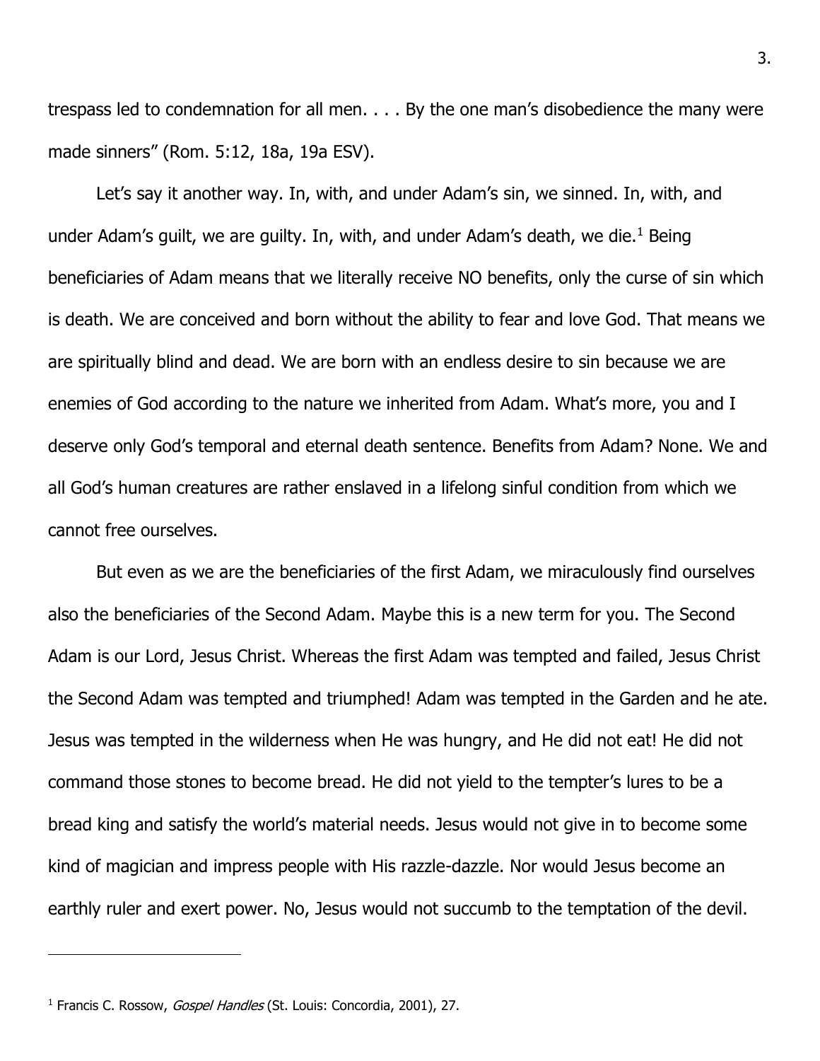trespass led to condemnation for all men. . . . By the one man's disobedience the many were made sinners" (Rom. 5:12, 18a, 19a ESV).

Let's say it another way. In, with, and under Adam's sin, we sinned. In, with, and under Adam's guilt, we are guilty. In, with, and under Adam's death, we die.[1] Being beneficiaries of Adam means that we literally receive NO benefits, only the curse of sin which is death. We are conceived and born without the ability to fear and love God. That means we are spiritually blind and dead. We are born with an endless desire to sin because we are enemies of God according to the nature we inherited from Adam. What's more, you and I deserve only God's temporal and eternal death sentence. Benefits from Adam? None. We and all God's human creatures are rather enslaved in a lifelong sinful condition from which we cannot free ourselves.

But even as we are the beneficiaries of the first Adam, we miraculously find ourselves also the beneficiaries of the Second Adam. Maybe this is a new term for you. The Second Adam is our Lord, Jesus Christ. Whereas the first Adam was tempted and failed, Jesus Christ the Second Adam was tempted and triumphed! Adam was tempted in the Garden and he ate. Jesus was tempted in the wilderness when He was hungry, and He did not eat! He did not command those stones to become bread. He did not yield to the tempter's lures to be a bread king and satisfy the world's material needs. Jesus would not give in to become some kind of magician and impress people with His razzle-dazzle. Nor would Jesus become an earthly ruler and exert power. No, Jesus would not succumb to the temptation of the devil.

---

[1] Francis C. Rossow, *Gospel Handles* (St. Louis: Concordia, 2001), 27.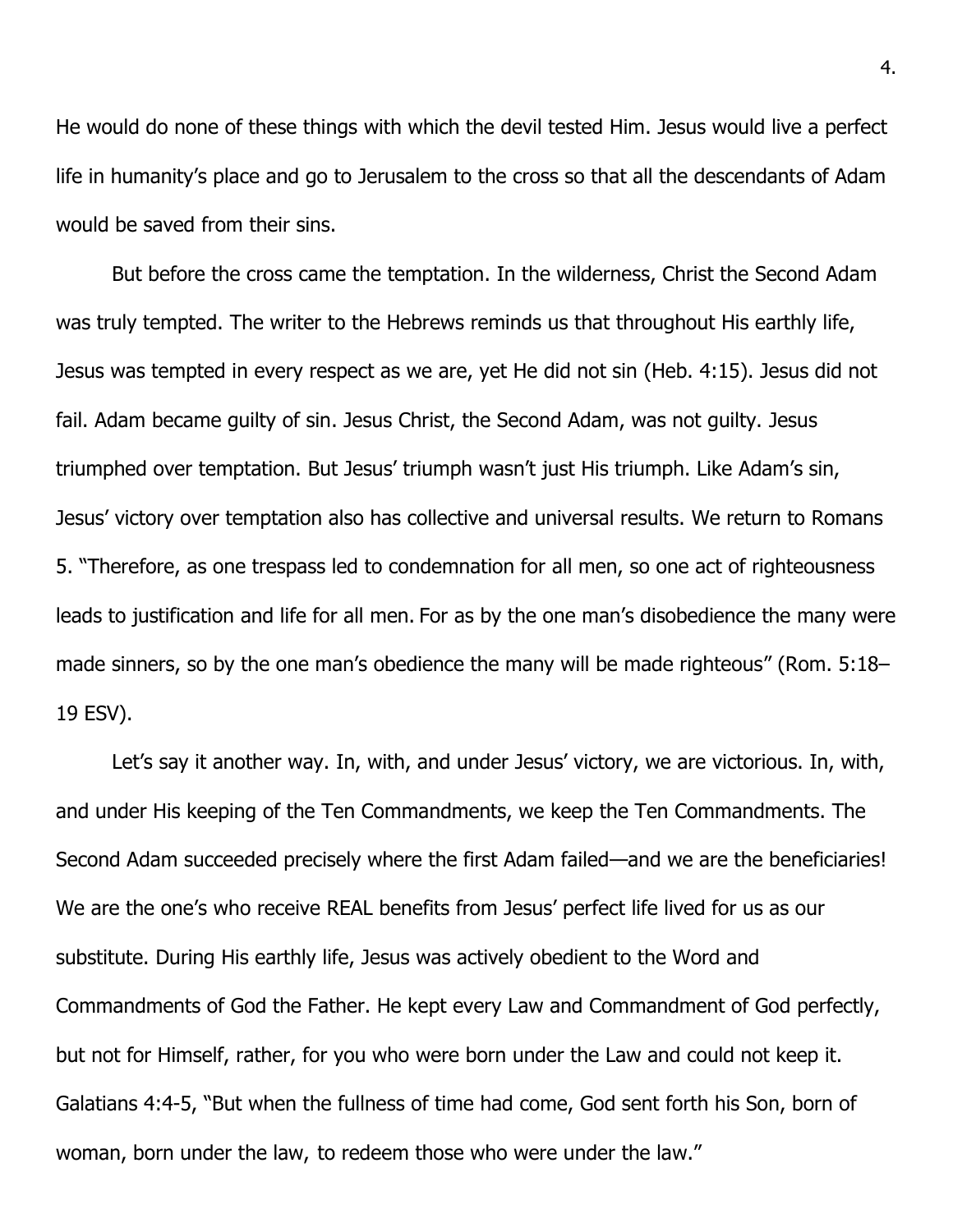He would do none of these things with which the devil tested Him. Jesus would live a perfect life in humanity's place and go to Jerusalem to the cross so that all the descendants of Adam would be saved from their sins.

But before the cross came the temptation. In the wilderness, Christ the Second Adam was truly tempted. The writer to the Hebrews reminds us that throughout His earthly life, Jesus was tempted in every respect as we are, yet He did not sin (Heb. 4:15). Jesus did not fail. Adam became guilty of sin. Jesus Christ, the Second Adam, was not guilty. Jesus triumphed over temptation. But Jesus' triumph wasn't just His triumph. Like Adam's sin, Jesus' victory over temptation also has collective and universal results. We return to Romans 5. "Therefore, as one trespass led to condemnation for all men, so one act of righteousness leads to justification and life for all men. For as by the one man's disobedience the many were made sinners, so by the one man's obedience the many will be made righteous" (Rom. 5:18–19 ESV).

Let's say it another way. In, with, and under Jesus' victory, we are victorious. In, with, and under His keeping of the Ten Commandments, we keep the Ten Commandments. The Second Adam succeeded precisely where the first Adam failed—and we are the beneficiaries! We are the one's who receive REAL benefits from Jesus' perfect life lived for us as our substitute. During His earthly life, Jesus was actively obedient to the Word and Commandments of God the Father. He kept every Law and Commandment of God perfectly, but not for Himself, rather, for you who were born under the Law and could not keep it. Galatians 4:4-5, "But when the fullness of time had come, God sent forth his Son, born of woman, born under the law, to redeem those who were under the law."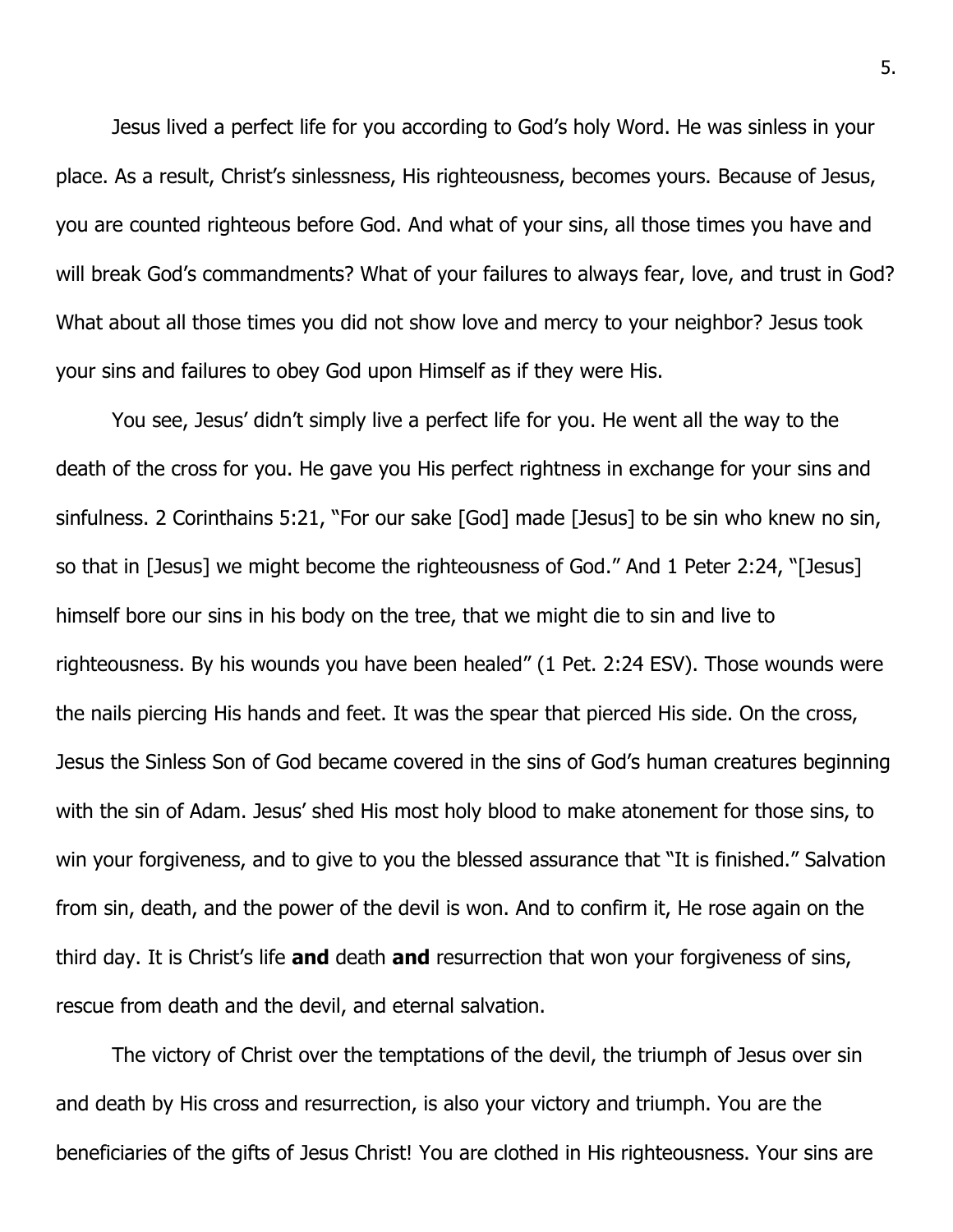Jesus lived a perfect life for you according to God's holy Word. He was sinless in your place. As a result, Christ's sinlessness, His righteousness, becomes yours. Because of Jesus, you are counted righteous before God. And what of your sins, all those times you have and will break God's commandments? What of your failures to always fear, love, and trust in God? What about all those times you did not show love and mercy to your neighbor? Jesus took your sins and failures to obey God upon Himself as if they were His.

You see, Jesus' didn't simply live a perfect life for you. He went all the way to the death of the cross for you. He gave you His perfect rightness in exchange for your sins and sinfulness. 2 Corinthains 5:21, "For our sake [God] made [Jesus] to be sin who knew no sin, so that in [Jesus] we might become the righteousness of God." And 1 Peter 2:24, "[Jesus] himself bore our sins in his body on the tree, that we might die to sin and live to righteousness. By his wounds you have been healed" (1 Pet. 2:24 ESV). Those wounds were the nails piercing His hands and feet. It was the spear that pierced His side. On the cross, Jesus the Sinless Son of God became covered in the sins of God's human creatures beginning with the sin of Adam. Jesus' shed His most holy blood to make atonement for those sins, to win your forgiveness, and to give to you the blessed assurance that "It is finished." Salvation from sin, death, and the power of the devil is won. And to confirm it, He rose again on the third day. It is Christ's life **and** death **and** resurrection that won your forgiveness of sins, rescue from death and the devil, and eternal salvation.

The victory of Christ over the temptations of the devil, the triumph of Jesus over sin and death by His cross and resurrection, is also your victory and triumph. You are the beneficiaries of the gifts of Jesus Christ! You are clothed in His righteousness. Your sins are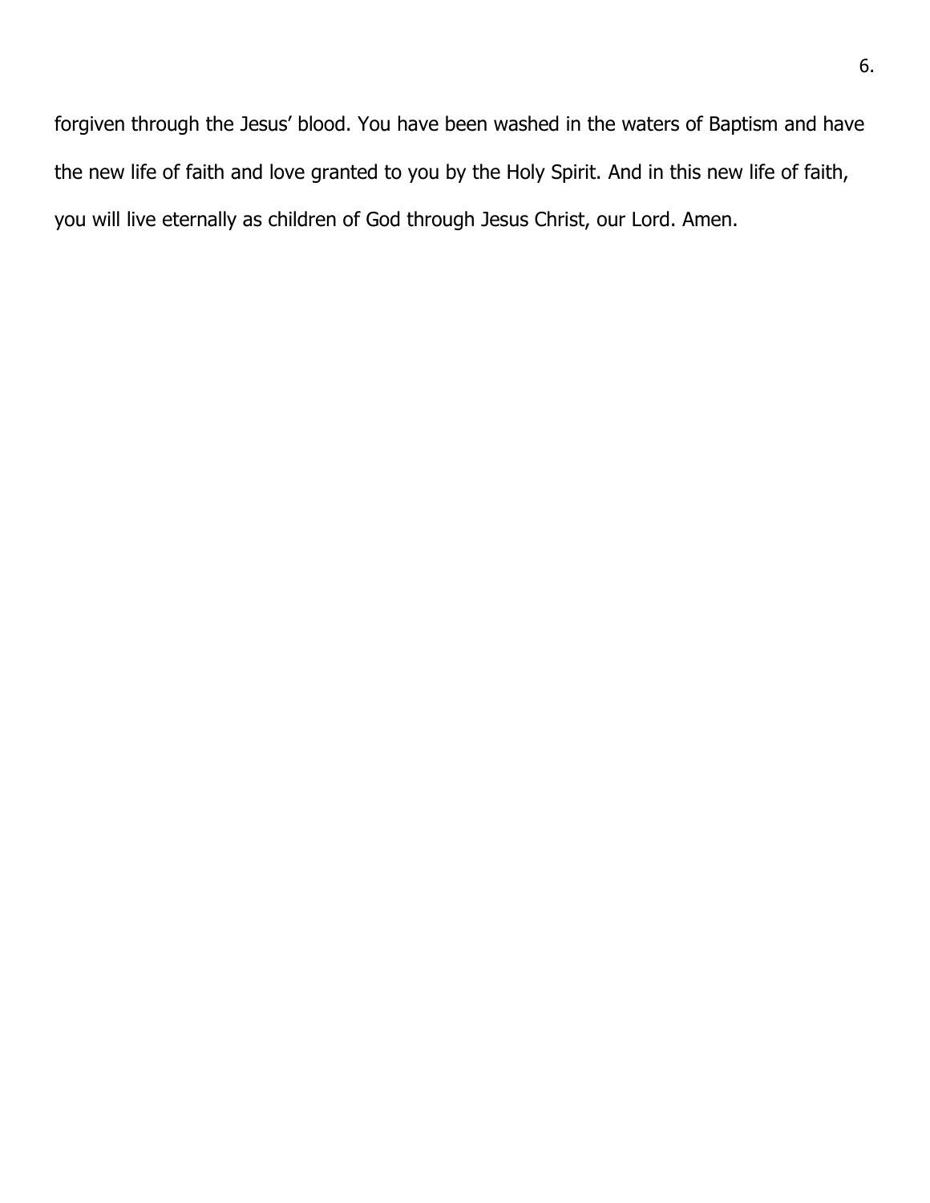forgiven through the Jesus' blood. You have been washed in the waters of Baptism and have the new life of faith and love granted to you by the Holy Spirit. And in this new life of faith, you will live eternally as children of God through Jesus Christ, our Lord. Amen.